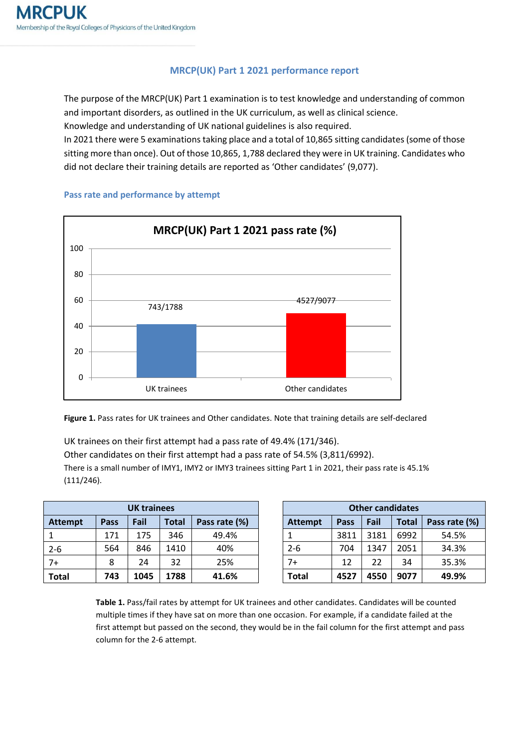## MRCP(UK) Part 1 2021 performance report

The purpose of the MRCP(UK) Part 1 examination is to test knowledge and understanding of common and important disorders, as outlined in the UK curriculum, as well as clinical science.
Knowledge and understanding of UK national guidelines is also required.
In 2021 there were 5 examinations taking place and a total of 10,865 sitting candidates (some of those sitting more than once). Out of those 10,865, 1,788 declared they were in UK training. Candidates who did not declare their training details are reported as 'Other candidates' (9,077).

### Pass rate and performance by attempt

**Figure 1.** Pass rates for UK trainees and Other candidates. Note that training details are self-declared

UK trainees on their first attempt had a pass rate of 49.4% (171/346).
Other candidates on their first attempt had a pass rate of 54.5% (3,811/6992).
There is a small number of IMY1, IMY2 or IMY3 trainees sitting Part 1 in 2021, their pass rate is 45.1% (111/246).

| UK trainees | | | | |
|---|---|---|---|---|
| **Attempt** | **Pass** | **Fail** | **Total** | **Pass rate (%)** |
| 1 | 171 | 175 | 346 | 49.4% |
| 2-6 | 564 | 846 | 1410 | 40% |
| 7+ | 8 | 24 | 32 | 25% |
| **Total** | **743** | **1045** | **1788** | **41.6%** |

| Other candidates | | | | |
|---|---|---|---|---|
| **Attempt** | **Pass** | **Fail** | **Total** | **Pass rate (%)** |
| 1 | 3811 | 3181 | 6992 | 54.5% |
| 2-6 | 704 | 1347 | 2051 | 34.3% |
| 7+ | 12 | 22 | 34 | 35.3% |
| **Total** | **4527** | **4550** | **9077** | **49.9%** |

**Table 1.** Pass/fail rates by attempt for UK trainees and other candidates. Candidates will be counted multiple times if they have sat on more than one occasion. For example, if a candidate failed at the first attempt but passed on the second, they would be in the fail column for the first attempt and pass column for the 2-6 attempt.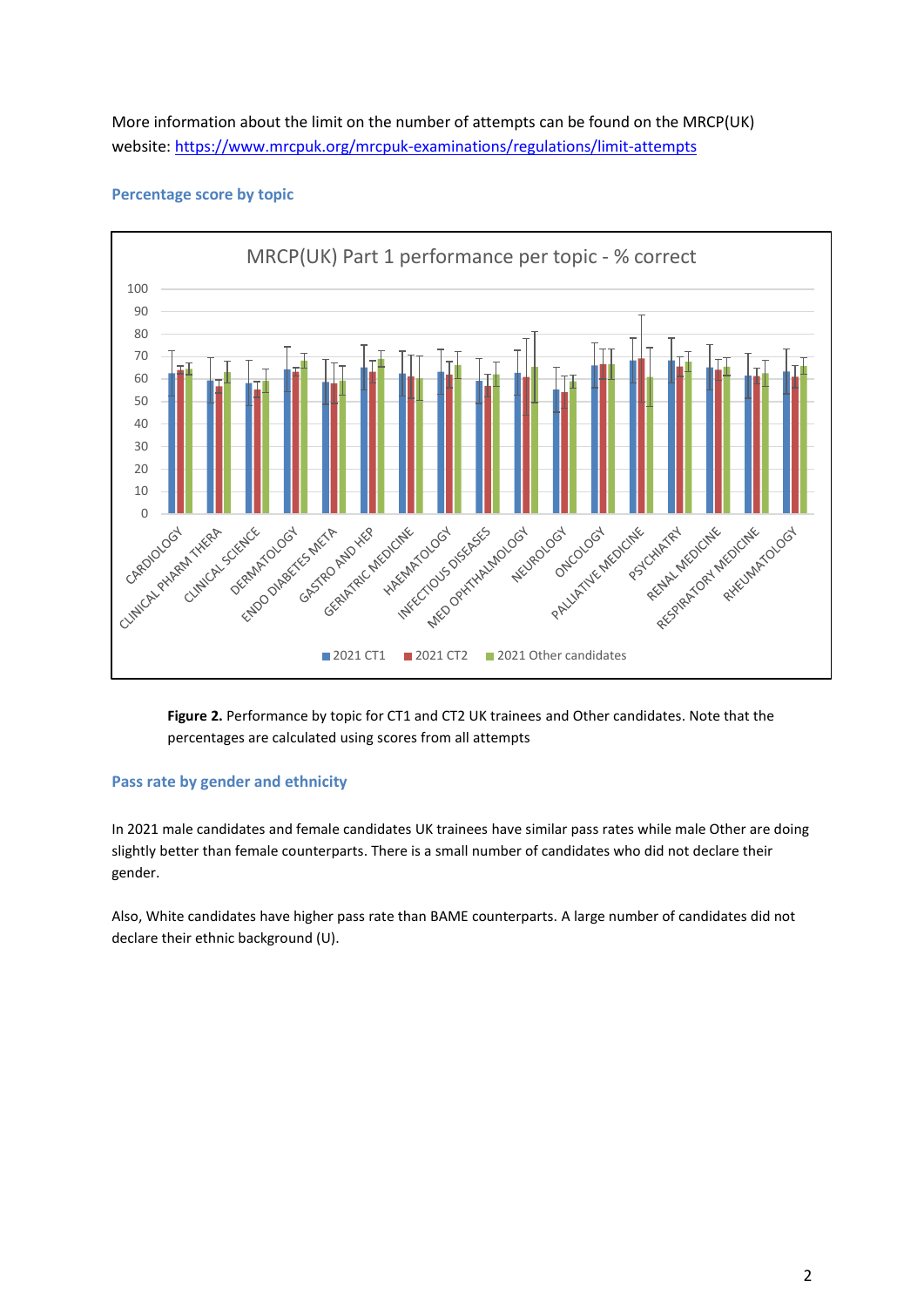More information about the limit on the number of attempts can be found on the MRCP(UK) website: https://www.mrcpuk.org/mrcpuk-examinations/regulations/limit-attempts

### Percentage score by topic

**Figure 2.** Performance by topic for CT1 and CT2 UK trainees and Other candidates. Note that the percentages are calculated using scores from all attempts

### Pass rate by gender and ethnicity

In 2021 male candidates and female candidates UK trainees have similar pass rates while male Other are doing slightly better than female counterparts. There is a small number of candidates who did not declare their gender.

Also, White candidates have higher pass rate than BAME counterparts. A large number of candidates did not declare their ethnic background (U).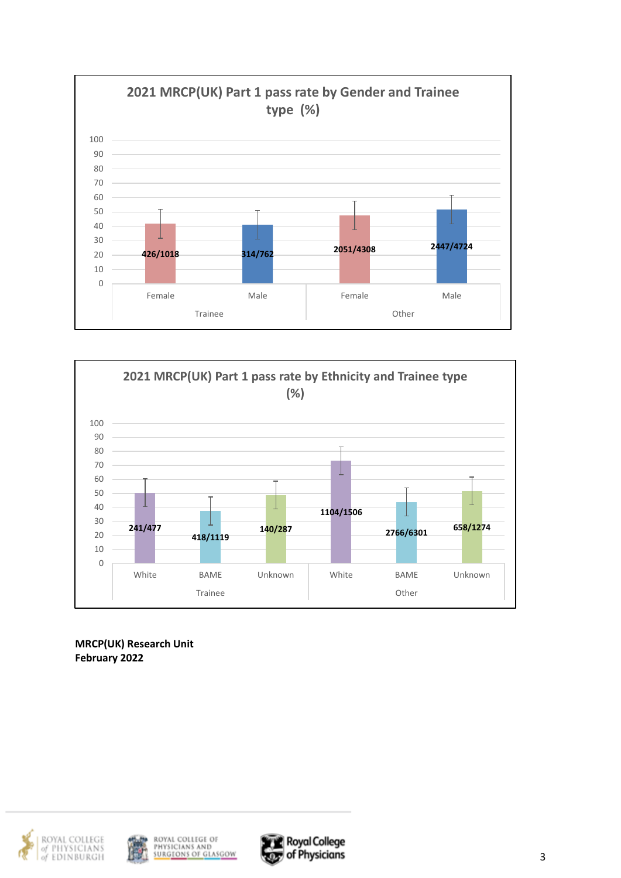2021 MRCP(UK) Part 1 pass rate by Gender and Trainee type (%)

100
90
80
70
60
50
40
30
20
10
0

426/1018
314/762
2051/4308
2447/4724

Female
Male
Female
Male

Trainee
Other

2021 MRCP(UK) Part 1 pass rate by Ethnicity and Trainee type (%)

100
90
80
70
60
50
40
30
20
10
0

241/477
418/1119
140/287
1104/1506
2766/6301
658/1274

White
BAME
Unknown
White
BAME
Unknown

Trainee
Other

**MRCP(UK) Research Unit**
**February 2022**